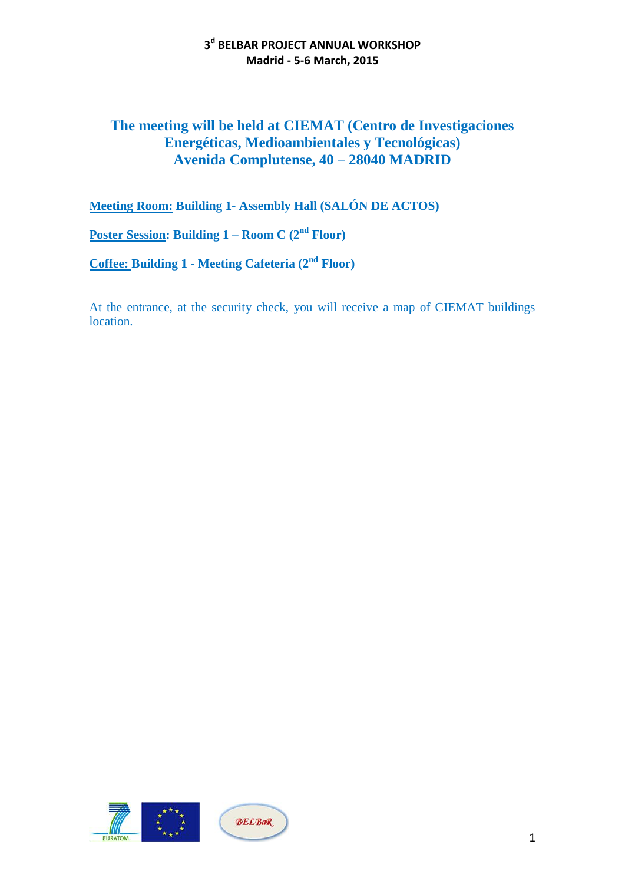# 3[d] BELBAR PROJECT ANNUAL WORKSHOP
## Madrid - 5-6 March, 2015

## The meeting will be held at CIEMAT (Centro de Investigaciones Energéticas, Medioambientales y Tecnológicas) Avenida Complutense, 40 – 28040 MADRID

**Meeting Room:** **Building 1- Assembly Hall (SALÓN DE ACTOS)**

**Poster Session:** **Building 1 – Room C (2nd Floor)**

**Coffee:** **Building 1 - Meeting Cafeteria (2nd Floor)**

At the entrance, at the security check, you will receive a map of CIEMAT buildings location.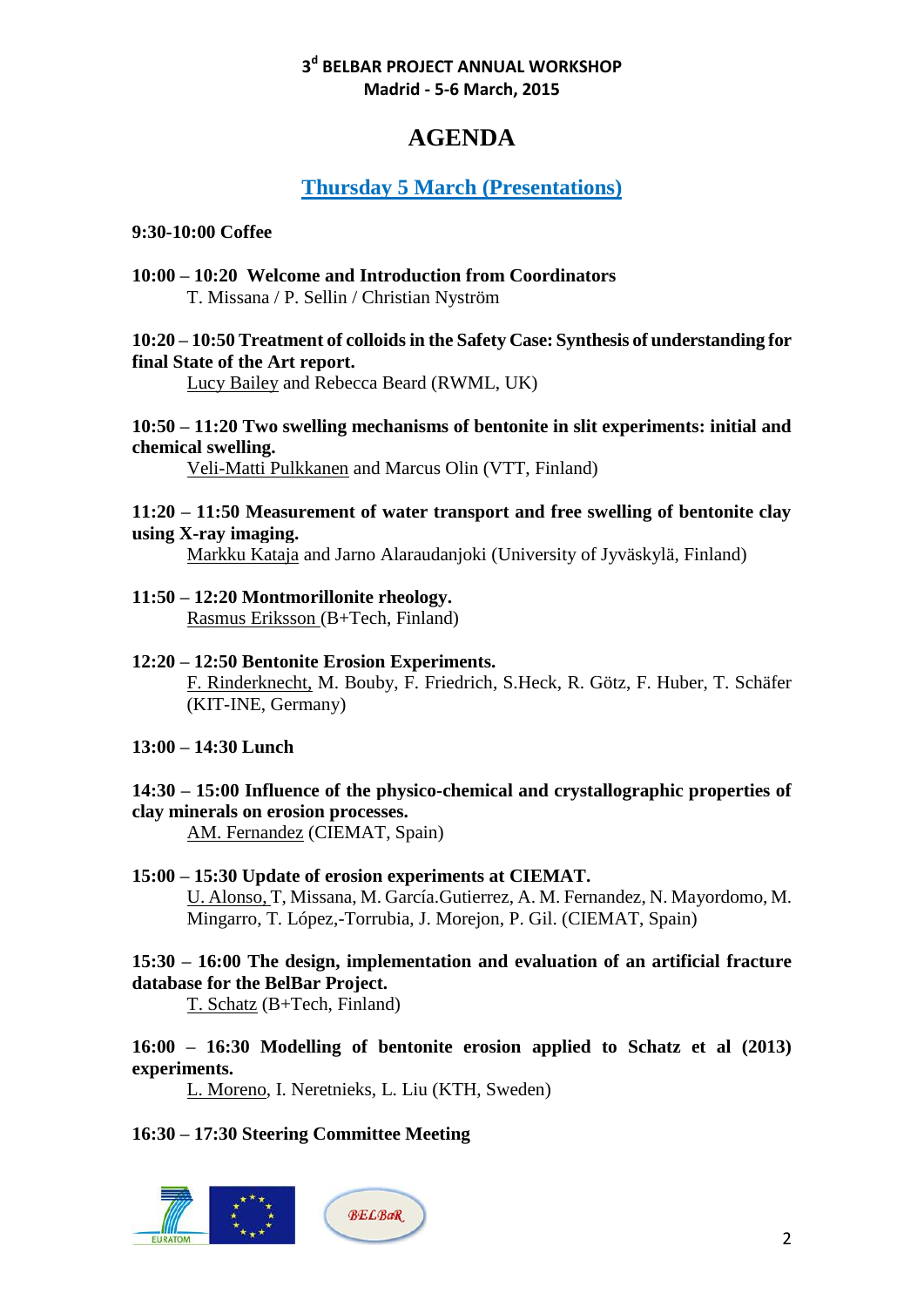**3[d] BELBAR PROJECT ANNUAL WORKSHOP**
**Madrid - 5-6 March, 2015**

# AGENDA

## Thursday 5 March (Presentations)

**9:30-10:00 Coffee**

**10:00 – 10:20 Welcome and Introduction from Coordinators**
T. Missana / P. Sellin / Christian Nyström

**10:20 – 10:50 Treatment of colloids in the Safety Case: Synthesis of understanding for final State of the Art report.**
Lucy Bailey and Rebecca Beard (RWML, UK)

**10:50 – 11:20 Two swelling mechanisms of bentonite in slit experiments: initial and chemical swelling.**
Veli-Matti Pulkkanen and Marcus Olin (VTT, Finland)

**11:20 – 11:50 Measurement of water transport and free swelling of bentonite clay using X-ray imaging.**
Markku Kataja and Jarno Alaraudanjoki (University of Jyväskylä, Finland)

**11:50 – 12:20 Montmorillonite rheology.**
Rasmus Eriksson (B+Tech, Finland)

**12:20 – 12:50 Bentonite Erosion Experiments.**
F. Rinderknecht, M. Bouby, F. Friedrich, S.Heck, R. Götz, F. Huber, T. Schäfer (KIT-INE, Germany)

**13:00 – 14:30 Lunch**

**14:30 – 15:00 Influence of the physico-chemical and crystallographic properties of clay minerals on erosion processes.**
AM. Fernandez (CIEMAT, Spain)

**15:00 – 15:30 Update of erosion experiments at CIEMAT.**
U. Alonso, T, Missana, M. García.Gutierrez, A. M. Fernandez, N. Mayordomo, M. Mingarro, T. López,-Torrubia, J. Morejon, P. Gil. (CIEMAT, Spain)

**15:30 – 16:00 The design, implementation and evaluation of an artificial fracture database for the BelBar Project.**
T. Schatz (B+Tech, Finland)

**16:00 – 16:30 Modelling of bentonite erosion applied to Schatz et al (2013) experiments.**
L. Moreno, I. Neretnieks, L. Liu (KTH, Sweden)

**16:30 – 17:30 Steering Committee Meeting**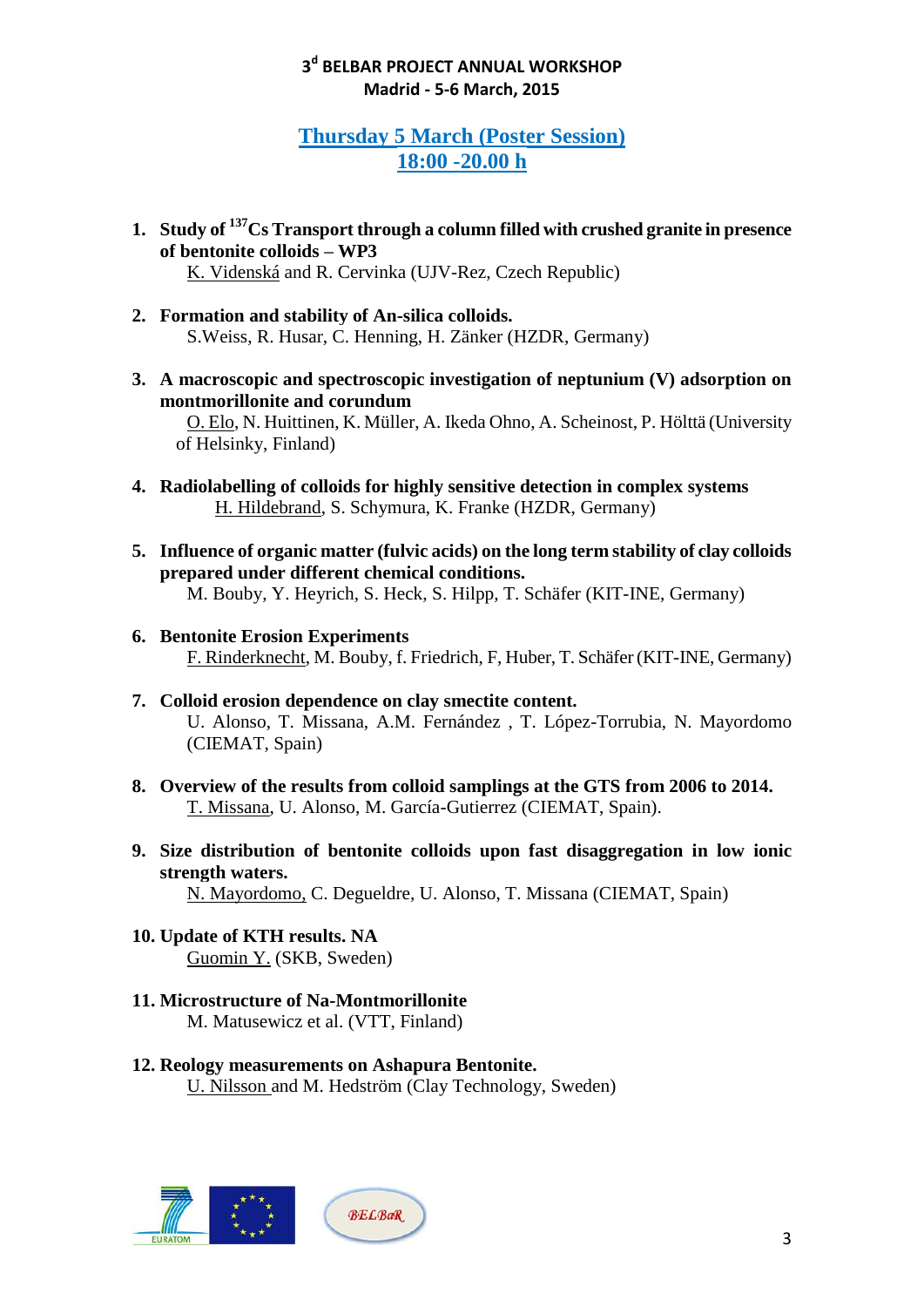**3[d] BELBAR PROJECT ANNUAL WORKSHOP**
**Madrid - 5-6 March, 2015**

## Thursday 5 March (Poster Session)
## 18:00 -20.00 h

1. **Study of $^{137}Cs$ Transport through a column filled with crushed granite in presence of bentonite colloids – WP3**
   K. Videnská and R. Cervinka (UJV-Rez, Czech Republic)

2. **Formation and stability of An-silica colloids.**
   S.Weiss, R. Husar, C. Henning, H. Zänker (HZDR, Germany)

3. **A macroscopic and spectroscopic investigation of neptunium (V) adsorption on montmorillonite and corundum**
   O. Elo, N. Huittinen, K. Müller, A. Ikeda Ohno, A. Scheinost, P. Hölttä (University of Helsinky, Finland)

4. **Radiolabelling of colloids for highly sensitive detection in complex systems**
   H. Hildebrand, S. Schymura, K. Franke (HZDR, Germany)

5. **Influence of organic matter (fulvic acids) on the long term stability of clay colloids prepared under different chemical conditions.**
   M. Bouby, Y. Heyrich, S. Heck, S. Hilpp, T. Schäfer (KIT-INE, Germany)

6. **Bentonite Erosion Experiments**
   F. Rinderknecht, M. Bouby, f. Friedrich, F, Huber, T. Schäfer (KIT-INE, Germany)

7. **Colloid erosion dependence on clay smectite content.**
   U. Alonso, T. Missana, A.M. Fernández , T. López-Torrubia, N. Mayordomo (CIEMAT, Spain)

8. **Overview of the results from colloid samplings at the GTS from 2006 to 2014.**
   T. Missana, U. Alonso, M. García-Gutierrez (CIEMAT, Spain).

9. **Size distribution of bentonite colloids upon fast disaggregation in low ionic strength waters.**
   N. Mayordomo, C. Degueldre, U. Alonso, T. Missana (CIEMAT, Spain)

10. **Update of KTH results. NA**
    Guomin Y. (SKB, Sweden)

11. **Microstructure of Na-Montmorillonite**
    M. Matusewicz et al. (VTT, Finland)

12. **Reology measurements on Ashapura Bentonite.**
    U. Nilsson and M. Hedström (Clay Technology, Sweden)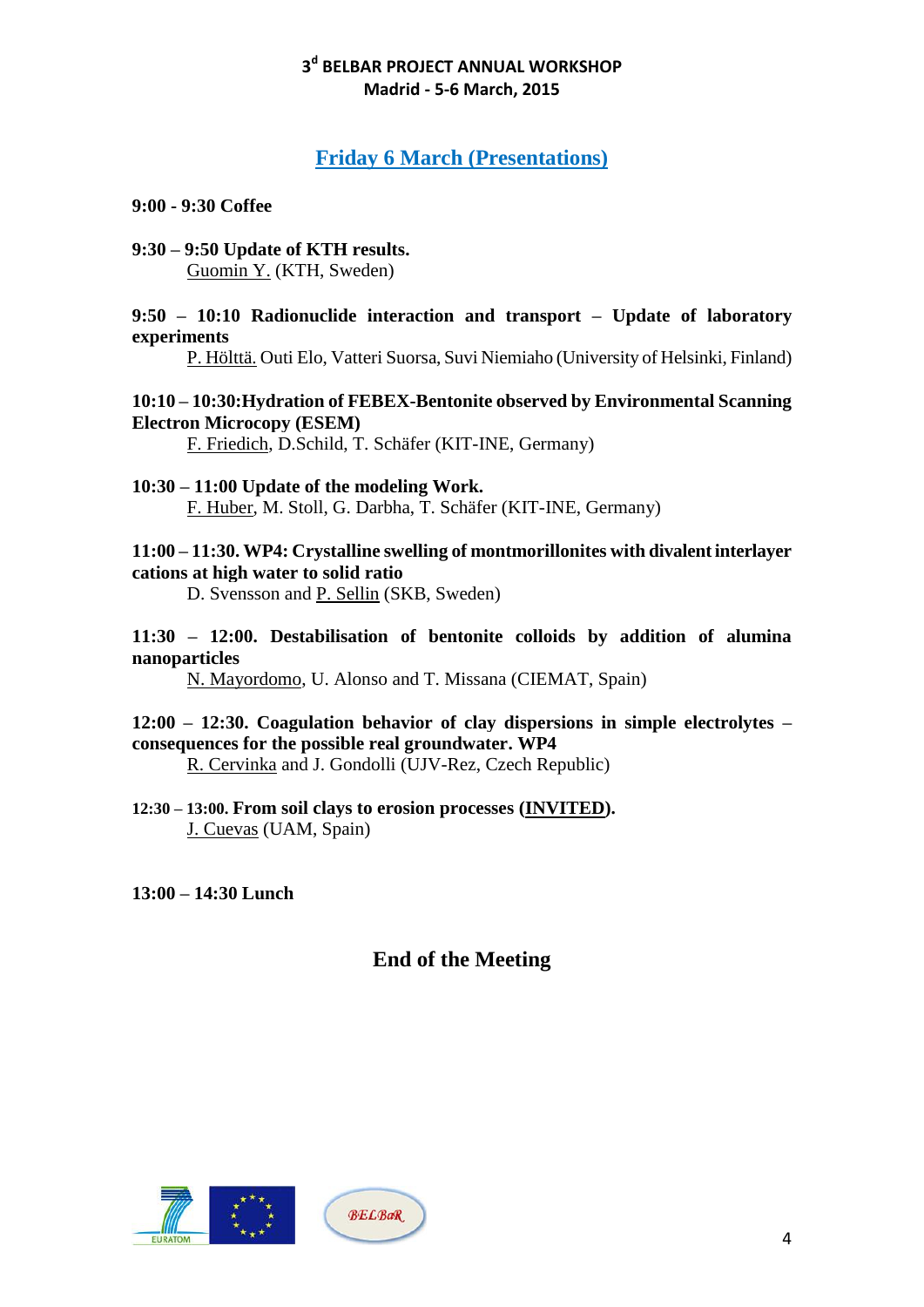## 3[d] BELBAR PROJECT ANNUAL WORKSHOP
**Madrid - 5-6 March, 2015**

## Friday 6 March (Presentations)

**9:00 - 9:30 Coffee**

**9:30 – 9:50 Update of KTH results.**
Guomin Y. (KTH, Sweden)

**9:50 – 10:10 Radionuclide interaction and transport – Update of laboratory experiments**
P. Hölttä. Outi Elo, Vatteri Suorsa, Suvi Niemiaho (University of Helsinki, Finland)

**10:10 – 10:30:Hydration of FEBEX-Bentonite observed by Environmental Scanning Electron Microcopy (ESEM)**
F. Friedich, D.Schild, T. Schäfer (KIT-INE, Germany)

**10:30 – 11:00 Update of the modeling Work.**
F. Huber, M. Stoll, G. Darbha, T. Schäfer (KIT-INE, Germany)

**11:00 – 11:30. WP4: Crystalline swelling of montmorillonites with divalent interlayer cations at high water to solid ratio**
D. Svensson and P. Sellin (SKB, Sweden)

**11:30 – 12:00. Destabilisation of bentonite colloids by addition of alumina nanoparticles**
N. Mayordomo, U. Alonso and T. Missana (CIEMAT, Spain)

**12:00 – 12:30. Coagulation behavior of clay dispersions in simple electrolytes – consequences for the possible real groundwater. WP4**
R. Cervinka and J. Gondolli (UJV-Rez, Czech Republic)

**12:30 – 13:00. From soil clays to erosion processes (INVITED).**
J. Cuevas (UAM, Spain)

**13:00 – 14:30 Lunch**

### End of the Meeting